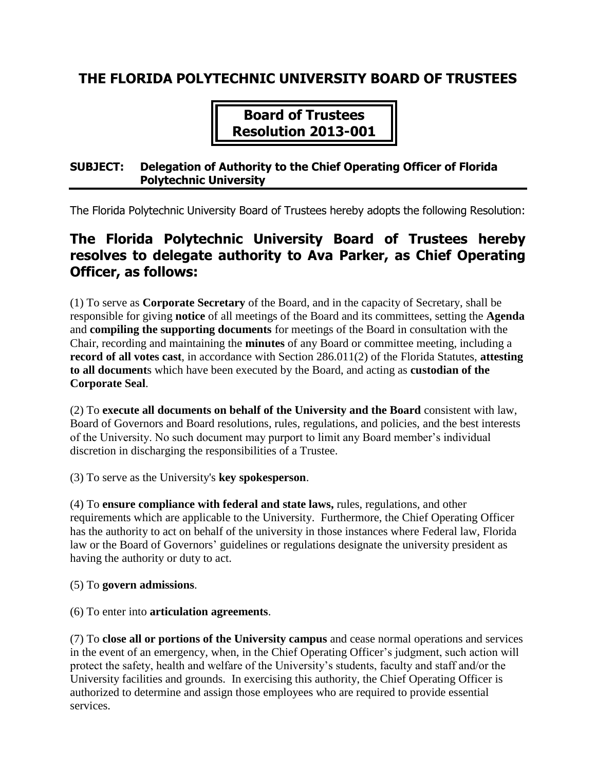# THE FLORIDA POLYTECHNIC UNIVERSITY BOARD OF TRUSTEES

## Board of Trustees Resolution 2013-001

**SUBJECT: Delegation of Authority to the Chief Operating Officer of Florida Polytechnic University**

The Florida Polytechnic University Board of Trustees hereby adopts the following Resolution:

## The Florida Polytechnic University Board of Trustees hereby resolves to delegate authority to Ava Parker, as Chief Operating Officer, as follows:

(1) To serve as **Corporate Secretary** of the Board, and in the capacity of Secretary, shall be responsible for giving **notice** of all meetings of the Board and its committees, setting the **Agenda** and **compiling the supporting documents** for meetings of the Board in consultation with the Chair, recording and maintaining the **minutes** of any Board or committee meeting, including a **record of all votes cast**, in accordance with Section 286.011(2) of the Florida Statutes, **attesting to all documents** which have been executed by the Board, and acting as **custodian of the Corporate Seal**.

(2) To **execute all documents on behalf of the University and the Board** consistent with law, Board of Governors and Board resolutions, rules, regulations, and policies, and the best interests of the University. No such document may purport to limit any Board member's individual discretion in discharging the responsibilities of a Trustee.

(3) To serve as the University's **key spokesperson**.

(4) To **ensure compliance with federal and state laws,** rules, regulations, and other requirements which are applicable to the University. Furthermore, the Chief Operating Officer has the authority to act on behalf of the university in those instances where Federal law, Florida law or the Board of Governors' guidelines or regulations designate the university president as having the authority or duty to act.

(5) To **govern admissions**.

(6) To enter into **articulation agreements**.

(7) To **close all or portions of the University campus** and cease normal operations and services in the event of an emergency, when, in the Chief Operating Officer's judgment, such action will protect the safety, health and welfare of the University's students, faculty and staff and/or the University facilities and grounds. In exercising this authority, the Chief Operating Officer is authorized to determine and assign those employees who are required to provide essential services.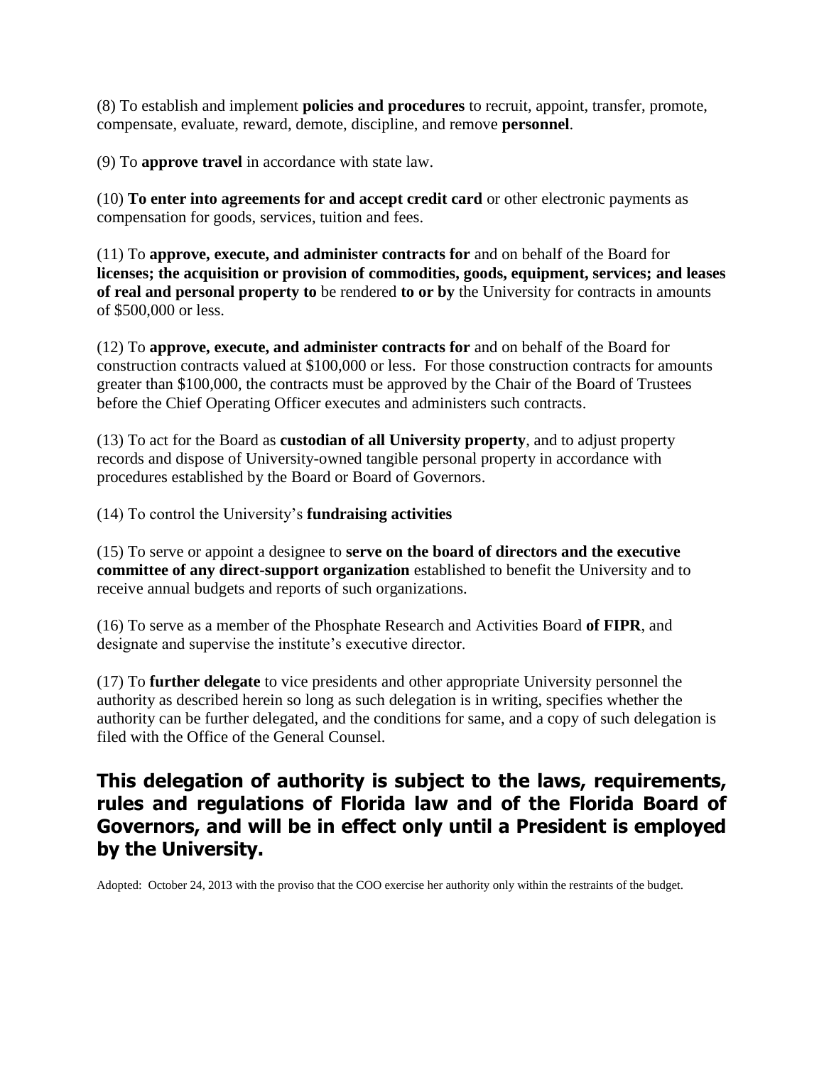(8) To establish and implement **policies and procedures** to recruit, appoint, transfer, promote, compensate, evaluate, reward, demote, discipline, and remove **personnel**.

(9) To **approve travel** in accordance with state law.

(10) **To enter into agreements for and accept credit card** or other electronic payments as compensation for goods, services, tuition and fees.

(11) To **approve, execute, and administer contracts for** and on behalf of the Board for **licenses; the acquisition or provision of commodities, goods, equipment, services; and leases of real and personal property to** be rendered **to or by** the University for contracts in amounts of $500,000 or less.

(12) To **approve, execute, and administer contracts for** and on behalf of the Board for construction contracts valued at $100,000 or less. For those construction contracts for amounts greater than $100,000, the contracts must be approved by the Chair of the Board of Trustees before the Chief Operating Officer executes and administers such contracts.

(13) To act for the Board as **custodian of all University property**, and to adjust property records and dispose of University-owned tangible personal property in accordance with procedures established by the Board or Board of Governors.

(14) To control the University's **fundraising activities**

(15) To serve or appoint a designee to **serve on the board of directors and the executive committee of any direct-support organization** established to benefit the University and to receive annual budgets and reports of such organizations.

(16) To serve as a member of the Phosphate Research and Activities Board **of FIPR**, and designate and supervise the institute's executive director.

(17) To **further delegate** to vice presidents and other appropriate University personnel the authority as described herein so long as such delegation is in writing, specifies whether the authority can be further delegated, and the conditions for same, and a copy of such delegation is filed with the Office of the General Counsel.

## This delegation of authority is subject to the laws, requirements, rules and regulations of Florida law and of the Florida Board of Governors, and will be in effect only until a President is employed by the University.

Adopted: October 24, 2013 with the proviso that the COO exercise her authority only within the restraints of the budget.